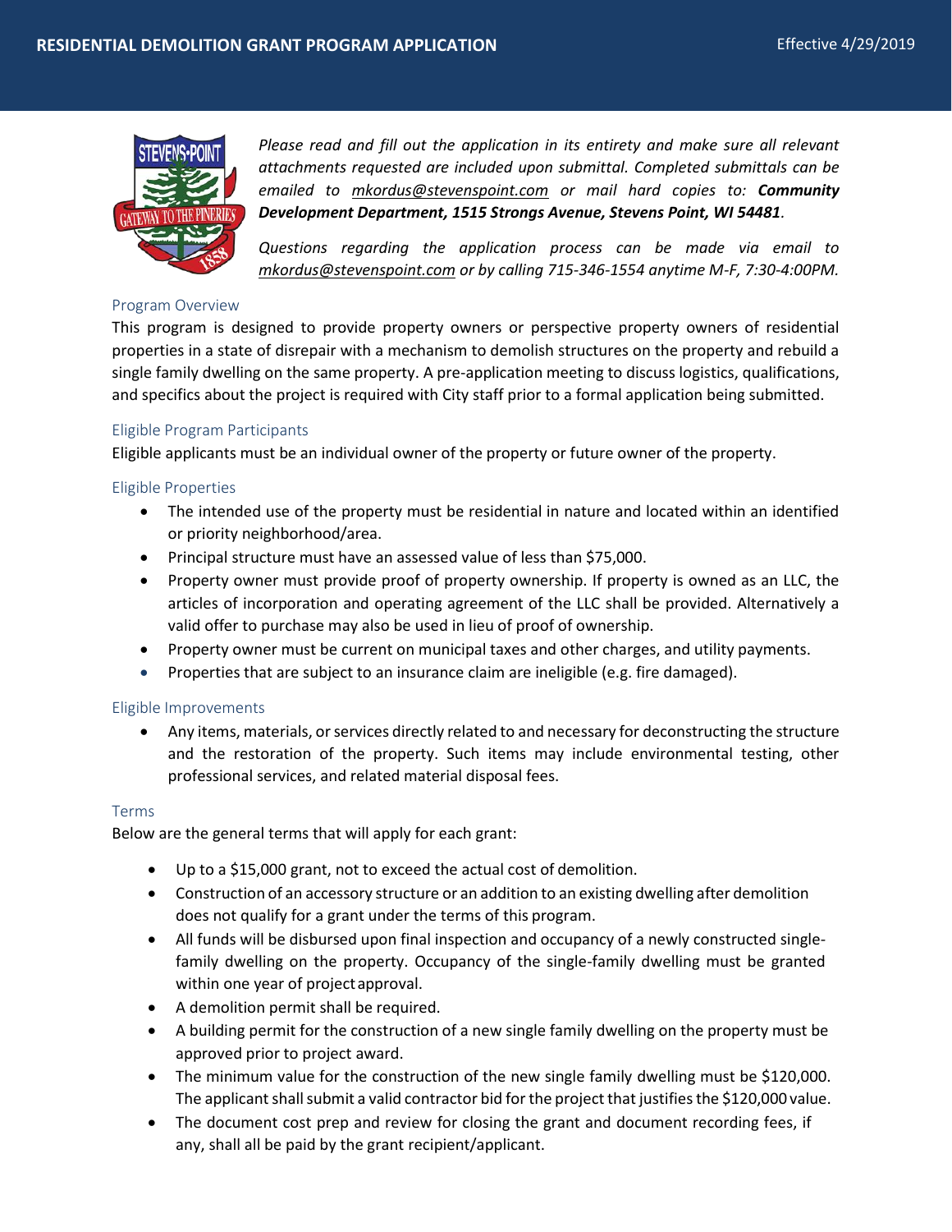# RESIDENTIAL DEMOLITION GRANT PROGRAM APPLICATION

Effective 4/29/2019

*Please read and fill out the application in its entirety and make sure all relevant attachments requested are included upon submittal. Completed submittals can be emailed to mkordus@stevenspoint.com or mail hard copies to:* ***Community Development Department, 1515 Strongs Avenue, Stevens Point, WI 54481****.*

*Questions regarding the application process can be made via email to mkordus@stevenspoint.com or by calling 715-346-1554 anytime M-F, 7:30-4:00PM.*

## Program Overview

This program is designed to provide property owners or perspective property owners of residential properties in a state of disrepair with a mechanism to demolish structures on the property and rebuild a single family dwelling on the same property. A pre-application meeting to discuss logistics, qualifications, and specifics about the project is required with City staff prior to a formal application being submitted.

## Eligible Program Participants

Eligible applicants must be an individual owner of the property or future owner of the property.

## Eligible Properties

- The intended use of the property must be residential in nature and located within an identified or priority neighborhood/area.
- Principal structure must have an assessed value of less than $75,000.
- Property owner must provide proof of property ownership. If property is owned as an LLC, the articles of incorporation and operating agreement of the LLC shall be provided. Alternatively a valid offer to purchase may also be used in lieu of proof of ownership.
- Property owner must be current on municipal taxes and other charges, and utility payments.
- Properties that are subject to an insurance claim are ineligible (e.g. fire damaged).

## Eligible Improvements

- Any items, materials, or services directly related to and necessary for deconstructing the structure and the restoration of the property. Such items may include environmental testing, other professional services, and related material disposal fees.

## Terms

Below are the general terms that will apply for each grant:

- Up to a $15,000 grant, not to exceed the actual cost of demolition.
- Construction of an accessory structure or an addition to an existing dwelling after demolition does not qualify for a grant under the terms of this program.
- All funds will be disbursed upon final inspection and occupancy of a newly constructed single-family dwelling on the property. Occupancy of the single-family dwelling must be granted within one year of project approval.
- A demolition permit shall be required.
- A building permit for the construction of a new single family dwelling on the property must be approved prior to project award.
- The minimum value for the construction of the new single family dwelling must be $120,000. The applicant shall submit a valid contractor bid for the project that justifies the $120,000 value.
- The document cost prep and review for closing the grant and document recording fees, if any, shall all be paid by the grant recipient/applicant.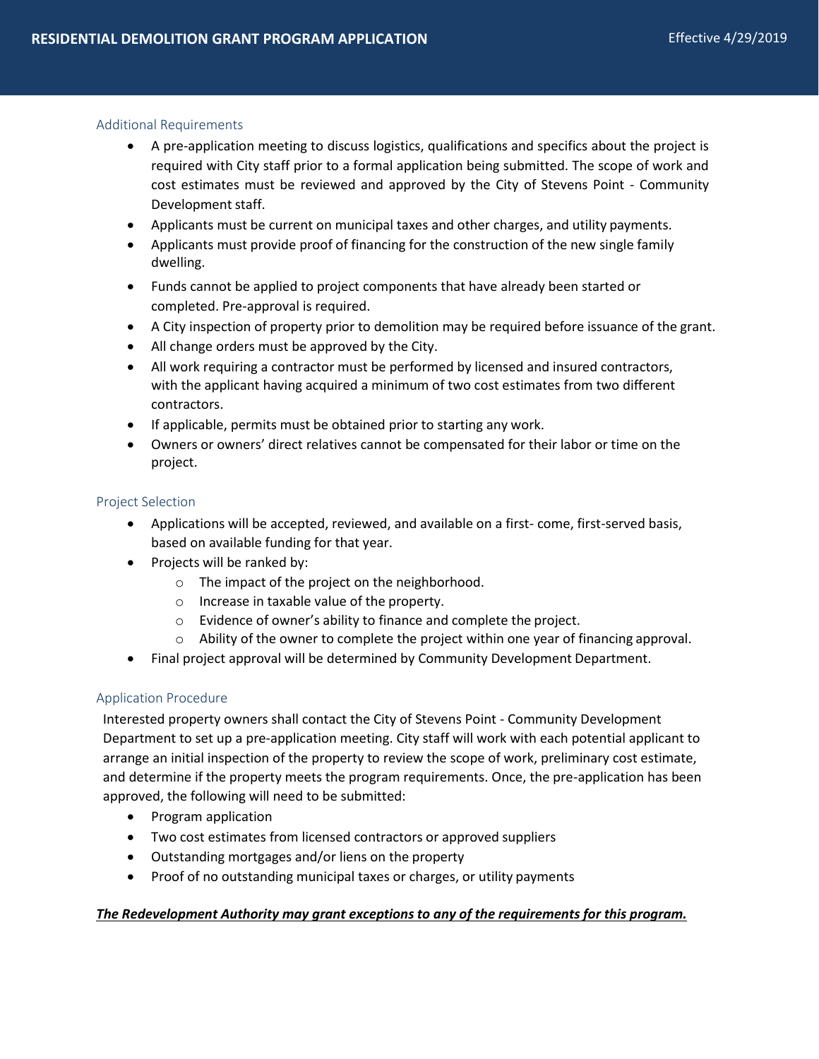## Additional Requirements

- A pre-application meeting to discuss logistics, qualifications and specifics about the project is required with City staff prior to a formal application being submitted. The scope of work and cost estimates must be reviewed and approved by the City of Stevens Point - Community Development staff.
- Applicants must be current on municipal taxes and other charges, and utility payments.
- Applicants must provide proof of financing for the construction of the new single family dwelling.
- Funds cannot be applied to project components that have already been started or completed. Pre-approval is required.
- A City inspection of property prior to demolition may be required before issuance of the grant.
- All change orders must be approved by the City.
- All work requiring a contractor must be performed by licensed and insured contractors, with the applicant having acquired a minimum of two cost estimates from two different contractors.
- If applicable, permits must be obtained prior to starting any work.
- Owners or owners' direct relatives cannot be compensated for their labor or time on the project.

## Project Selection

- Applications will be accepted, reviewed, and available on a first- come, first-served basis, based on available funding for that year.
- Projects will be ranked by:
  - The impact of the project on the neighborhood.
  - Increase in taxable value of the property.
  - Evidence of owner's ability to finance and complete the project.
  - Ability of the owner to complete the project within one year of financing approval.
- Final project approval will be determined by Community Development Department.

## Application Procedure

Interested property owners shall contact the City of Stevens Point - Community Development Department to set up a pre-application meeting. City staff will work with each potential applicant to arrange an initial inspection of the property to review the scope of work, preliminary cost estimate, and determine if the property meets the program requirements. Once, the pre-application has been approved, the following will need to be submitted:

- Program application
- Two cost estimates from licensed contractors or approved suppliers
- Outstanding mortgages and/or liens on the property
- Proof of no outstanding municipal taxes or charges, or utility payments

***The Redevelopment Authority may grant exceptions to any of the requirements for this program.***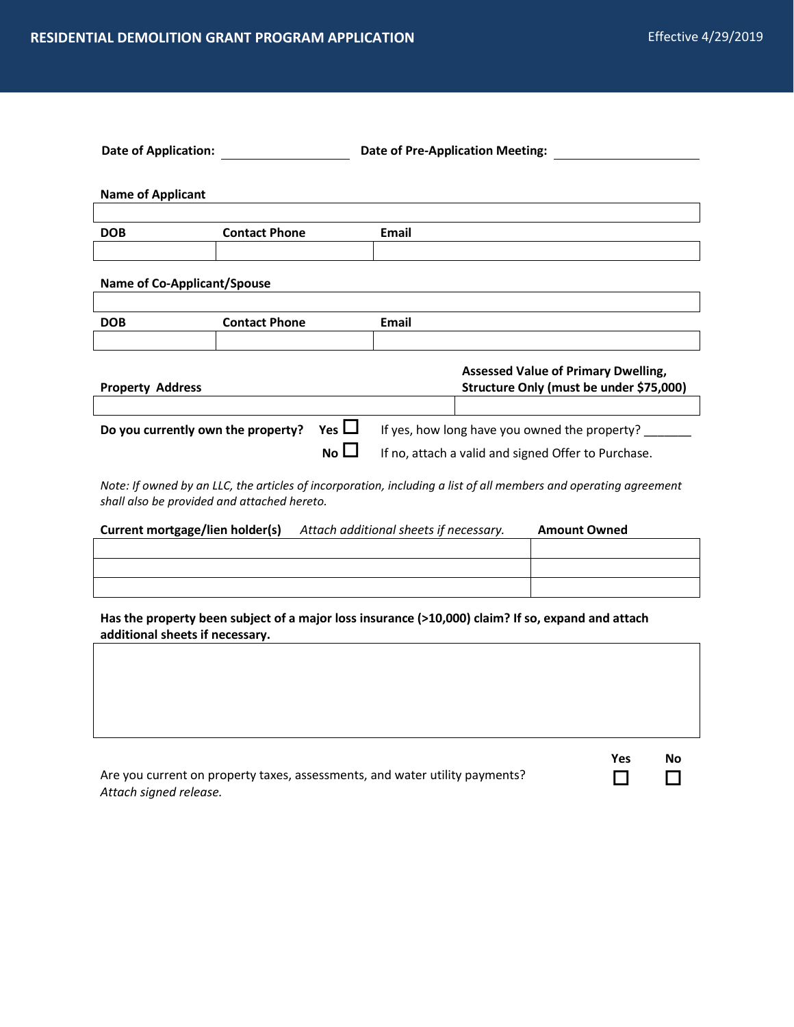# RESIDENTIAL DEMOLITION GRANT PROGRAM APPLICATION

Effective 4/29/2019

**Date of Application:** ________________ **Date of Pre-Application Meeting:** ________________

**Name of Applicant**

| |
|---|
| |

| DOB | Contact Phone | Email |
|---|---|---|
| | | |

**Name of Co-Applicant/Spouse**

| |
|---|
| |

| DOB | Contact Phone | Email |
|---|---|---|
| | | |

| Property Address | Assessed Value of Primary Dwelling, Structure Only (must be under $75,000) |
|---|---|
| | |

**Do you currently own the property?** **Yes** ☐ If yes, how long have you owned the property? _______

**No** ☐ If no, attach a valid and signed Offer to Purchase.

*Note: If owned by an LLC, the articles of incorporation, including a list of all members and operating agreement shall also be provided and attached hereto.*

| **Current mortgage/lien holder(s)** *Attach additional sheets if necessary.* | **Amount Owned** |
|---|---|
| | |
| | |
| | |

**Has the property been subject of a major loss insurance (>10,000) claim? If so, expand and attach additional sheets if necessary.**

| |
|---|
| |

| | Yes | No |
|---|---|---|
| Are you current on property taxes, assessments, and water utility payments? *Attach signed release.* | ☐ | ☐ |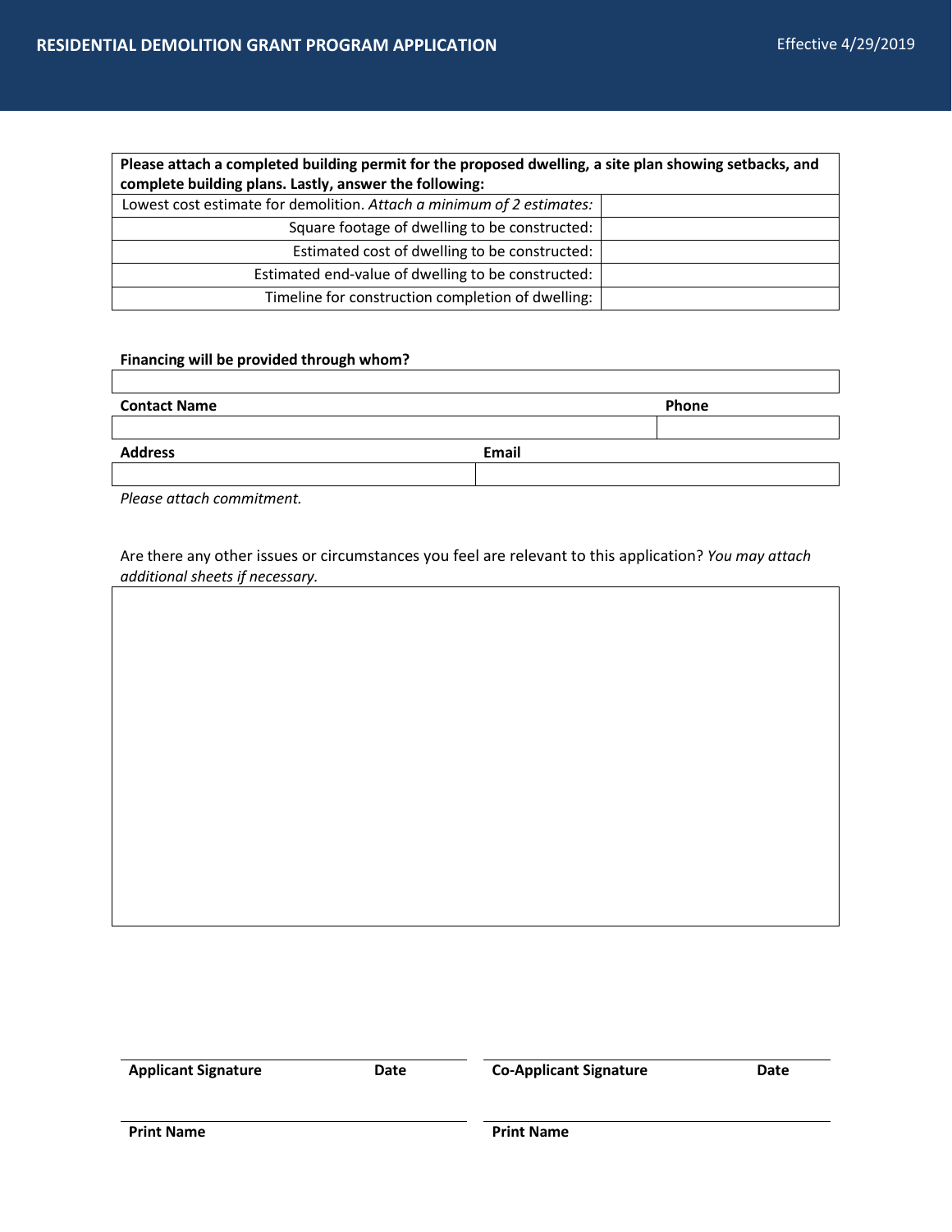# RESIDENTIAL DEMOLITION GRANT PROGRAM APPLICATION

Effective 4/29/2019

| **Please attach a completed building permit for the proposed dwelling, a site plan showing setbacks, and complete building plans. Lastly, answer the following:** | |
|---|---|
| Lowest cost estimate for demolition. *Attach a minimum of 2 estimates:* | |
| Square footage of dwelling to be constructed: | |
| Estimated cost of dwelling to be constructed: | |
| Estimated end-value of dwelling to be constructed: | |
| Timeline for construction completion of dwelling: | |

**Financing will be provided through whom?**

| |
|---|
| |

| **Contact Name** | **Phone** |
|---|---|
| | |

| **Address** | **Email** |
|---|---|
| | |

*Please attach commitment.*

Are there any other issues or circumstances you feel are relevant to this application? *You may attach additional sheets if necessary.*

| |
|---|
| |

| | | | |
|---|---|---|---|
| **Applicant Signature** | **Date** | **Co-Applicant Signature** | **Date** |
| **Print Name** | | **Print Name** | |